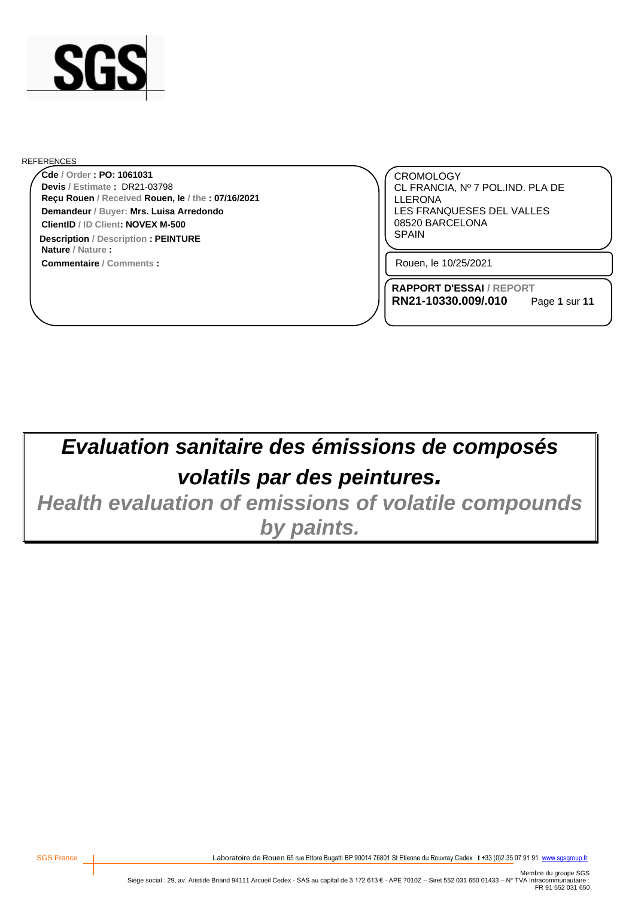REFERENCES

**Cde** / Order **: PO: 1061031**
**Devis** / Estimate **:** DR21-03798
**Reçu Rouen** / Received **Rouen, le** / the **: 07/16/2021**
**Demandeur** / Buyer: **Mrs. Luisa Arredondo**
**ClientID** / ID Client**: NOVEX M-500**
**Description** / Description **: PEINTURE**
**Nature** / Nature **:**
**Commentaire** / Comments **:**

CROMOLOGY
CL FRANCIA, Nº 7 POL.IND. PLA DE LLERONA
LES FRANQUESES DEL VALLES
08520 BARCELONA
SPAIN

Rouen, le 10/25/2021

**RAPPORT D'ESSAI** / REPORT
**RN21-10330.009/.010**

# *Evaluation sanitaire des émissions de composés volatils par des peintures.*

## *Health evaluation of emissions of volatile compounds by paints.*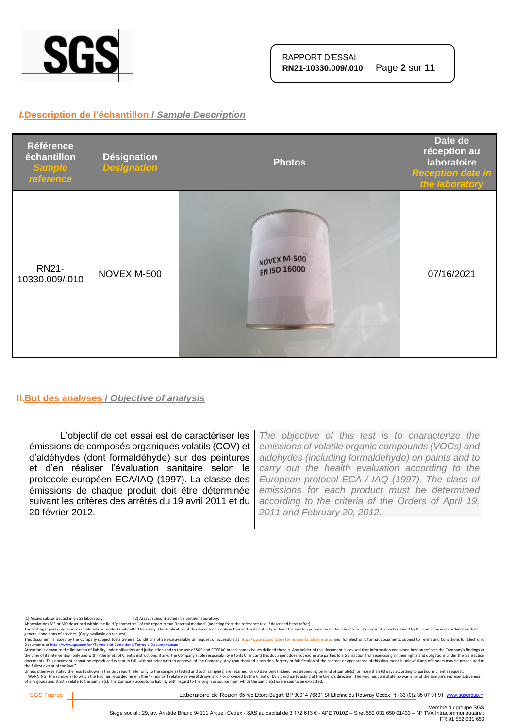## I. Description de l'échantillon / *Sample Description*

| Référence échantillon *Sample reference* | Désignation *Designation* | Photos | Date de réception au laboratoire *Reception date in the laboratory* |
|---|---|---|---|
| RN21-10330.009/.010 | NOVEX M-500 | | 07/16/2021 |

## II. But des analyses / *Objective of analysis*

L'objectif de cet essai est de caractériser les émissions de composés organiques volatils (COV) et d'aldéhydes (dont formaldéhyde) sur des peintures et d'en réaliser l'évaluation sanitaire selon le protocole européen ECA/IAQ (1997). La classe des émissions de chaque produit doit être déterminée suivant les critères des arrêtés du 19 avril 2011 et du 20 février 2012.

*The objective of this test is to characterize the emissions of volatile organic compounds (VOCs) and aldehydes (including formaldehyde) on paints and to carry out the health evaluation according to the European protocol ECA / IAQ (1997). The class of emissions for each product must be determined according to the criteria of the Orders of April 19, 2011 and February 20, 2012.*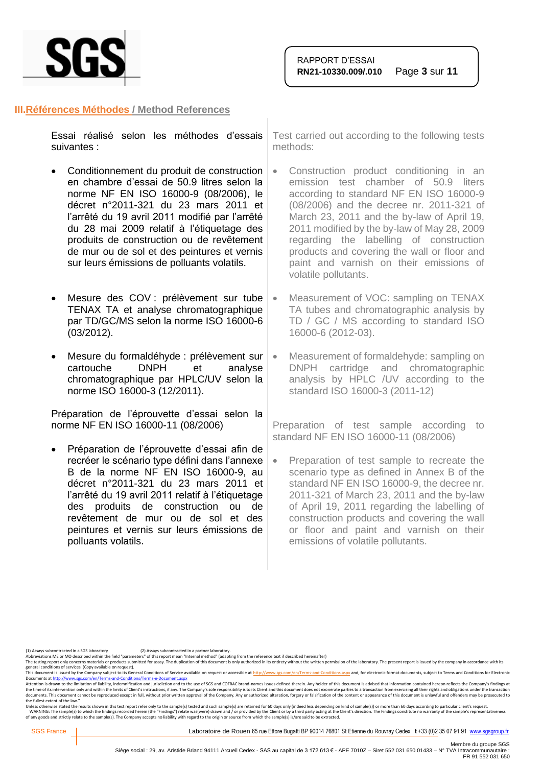## III. Références Méthodes / Method References

Essai réalisé selon les méthodes d'essais suivantes :

- Conditionnement du produit de construction en chambre d'essai de 50.9 litres selon la norme NF EN ISO 16000-9 (08/2006), le décret n°2011-321 du 23 mars 2011 et l'arrêté du 19 avril 2011 modifié par l'arrêté du 28 mai 2009 relatif à l'étiquetage des produits de construction ou de revêtement de mur ou de sol et des peintures et vernis sur leurs émissions de polluants volatils.
- Mesure des COV : prélèvement sur tube TENAX TA et analyse chromatographique par TD/GC/MS selon la norme ISO 16000-6 (03/2012).
- Mesure du formaldéhyde : prélèvement sur cartouche DNPH et analyse chromatographique par HPLC/UV selon la norme ISO 16000-3 (12/2011).

Préparation de l'éprouvette d'essai selon la norme NF EN ISO 16000-11 (08/2006)

- Préparation de l'éprouvette d'essai afin de recréer le scénario type défini dans l'annexe B de la norme NF EN ISO 16000-9, au décret n°2011-321 du 23 mars 2011 et l'arrêté du 19 avril 2011 relatif à l'étiquetage des produits de construction ou de revêtement de mur ou de sol et des peintures et vernis sur leurs émissions de polluants volatils.

Test carried out according to the following tests methods:

- Construction product conditioning in an emission test chamber of 50.9 liters according to standard NF EN ISO 16000-9 (08/2006) and the decree nr. 2011-321 of March 23, 2011 and the by-law of April 19, 2011 modified by the by-law of May 28, 2009 regarding the labelling of construction products and covering the wall or floor and paint and varnish on their emissions of volatile pollutants.
- Measurement of VOC: sampling on TENAX TA tubes and chromatographic analysis by TD / GC / MS according to standard ISO 16000-6 (2012-03).
- Measurement of formaldehyde: sampling on DNPH cartridge and chromatographic analysis by HPLC /UV according to the standard ISO 16000-3 (2011-12)

Preparation of test sample according to standard NF EN ISO 16000-11 (08/2006)

- Preparation of test sample to recreate the scenario type as defined in Annex B of the standard NF EN ISO 16000-9, the decree nr. 2011-321 of March 23, 2011 and the by-law of April 19, 2011 regarding the labelling of construction products and covering the wall or floor and paint and varnish on their emissions of volatile pollutants.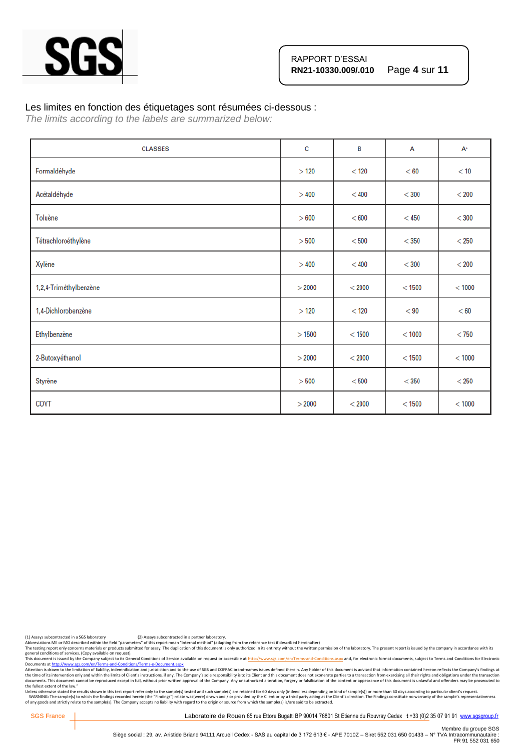Les limites en fonction des étiquetages sont résumées ci-dessous :
*The limits according to the labels are summarized below:*

| CLASSES | C | B | A | A+ |
|---|---|---|---|---|
| Formaldéhyde | > 120 | < 120 | < 60 | < 10 |
| Acétaldéhyde | > 400 | < 400 | < 300 | < 200 |
| Toluène | > 600 | < 600 | < 450 | < 300 |
| Tétrachloroéthylène | > 500 | < 500 | < 350 | < 250 |
| Xylène | > 400 | < 400 | < 300 | < 200 |
| 1,2,4-Triméthylbenzène | > 2000 | < 2000 | < 1500 | < 1000 |
| 1,4-Dichlorobenzène | > 120 | < 120 | < 90 | < 60 |
| Ethylbenzène | > 1500 | < 1500 | < 1000 | < 750 |
| 2-Butoxyéthanol | > 2000 | < 2000 | < 1500 | < 1000 |
| Styrène | > 500 | < 500 | < 350 | < 250 |
| COVT | > 2000 | < 2000 | < 1500 | < 1000 |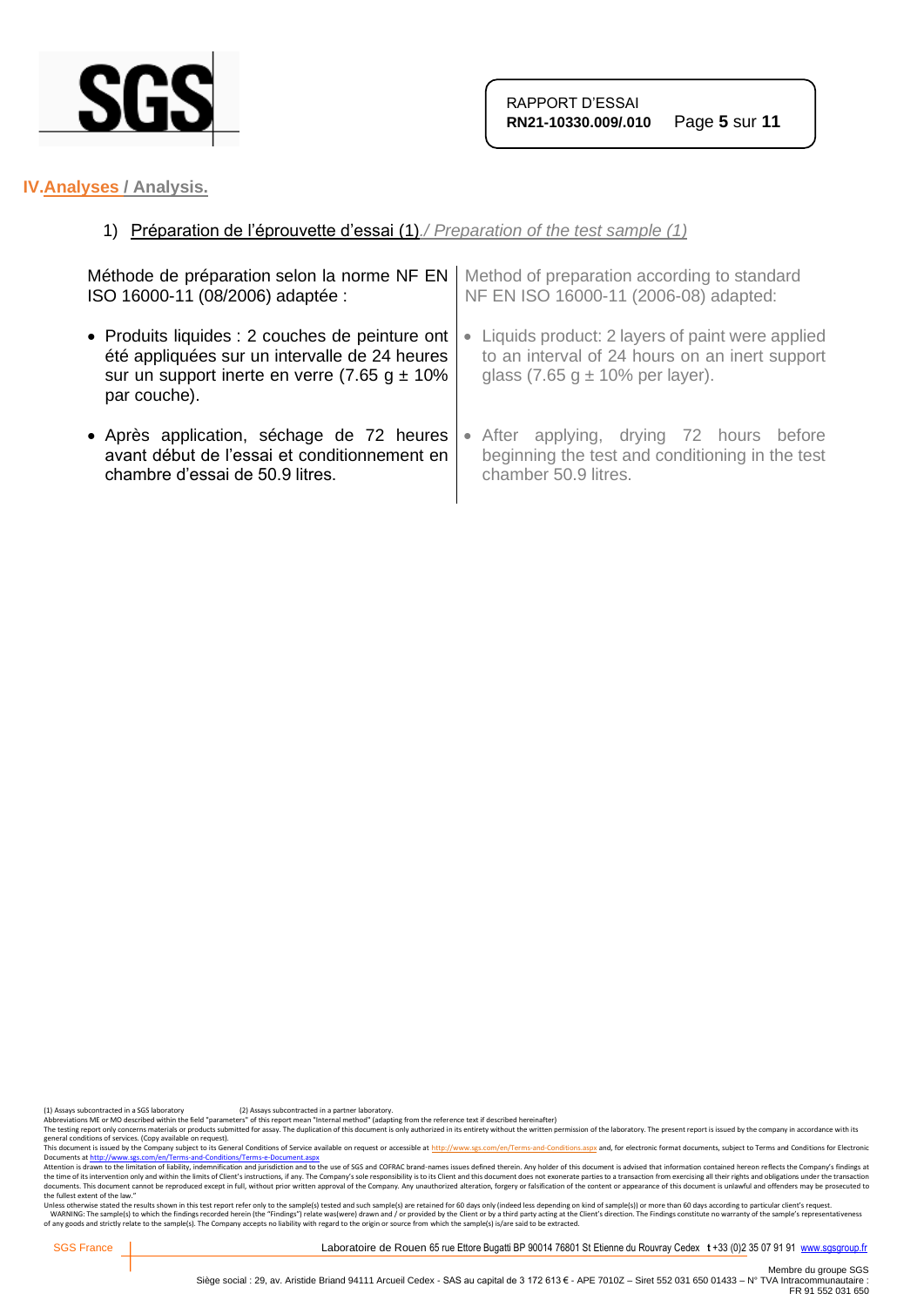## IV. Analyses / Analysis.

1) Préparation de l'éprouvette d'essai (1) */ Preparation of the test sample (1)*

| | |
|---|---|
| Méthode de préparation selon la norme NF EN ISO 16000-11 (08/2006) adaptée : | Method of preparation according to standard NF EN ISO 16000-11 (2006-08) adapted: |
| • Produits liquides : 2 couches de peinture ont été appliquées sur un intervalle de 24 heures sur un support inerte en verre (7.65 g ± 10% par couche). | • Liquids product: 2 layers of paint were applied to an interval of 24 hours on an inert support glass (7.65 g ± 10% per layer). |
| • Après application, séchage de 72 heures avant début de l'essai et conditionnement en chambre d'essai de 50.9 litres. | • After applying, drying 72 hours before beginning the test and conditioning in the test chamber 50.9 litres. |

(1) Assays subcontracted in a SGS laboratory (2) Assays subcontracted in a partner laboratory.
Abbreviations ME or MO described within the field "parameters" of this report mean "Internal method" (adapting from the reference text if described hereinafter)
The testing report only concerns materials or products submitted for assay. The duplication of this document is only authorized in its entirety without the written permission of the laboratory. The present report is issued by the company in accordance with its general conditions of services. (Copy available on request).
This document is issued by the Company subject to its General Conditions of Service available on request or accessible at http://www.sgs.com/en/Terms-and-Conditions.aspx and, for electronic format documents, subject to Terms and Conditions for Electronic Documents at http://www.sgs.com/en/Terms-and-Conditions/Terms-e-Document.aspx
Attention is drawn to the limitation of liability, indemnification and jurisdiction and to the use of SGS and COFRAC brand-names issues defined therein. Any holder of this document is advised that information contained hereon reflects the Company's findings at the time of its intervention only and within the limits of Client's instructions, if any. The Company's sole responsibility is to its Client and this document does not exonerate parties to a transaction from exercising all their rights and obligations under the transaction documents. This document cannot be reproduced except in full, without prior written approval of the Company. Any unauthorized alteration, forgery or falsification of the content or appearance of this document is unlawful and offenders may be prosecuted to the fullest extent of the law."
Unless otherwise stated the results shown in this test report refer only to the sample(s) tested and such sample(s) are retained for 60 days only (indeed less depending on kind of sample(s)) or more than 60 days according to particular client's request.
WARNING: The sample(s) to which the findings recorded herein (the "Findings") relate was(were) drawn and / or provided by the Client or by a third party acting at the Client's direction. The Findings constitute no warranty of the sample's representativeness of any goods and strictly relate to the sample(s). The Company accepts no liability with regard to the origin or source from which the sample(s) is/are said to be extracted.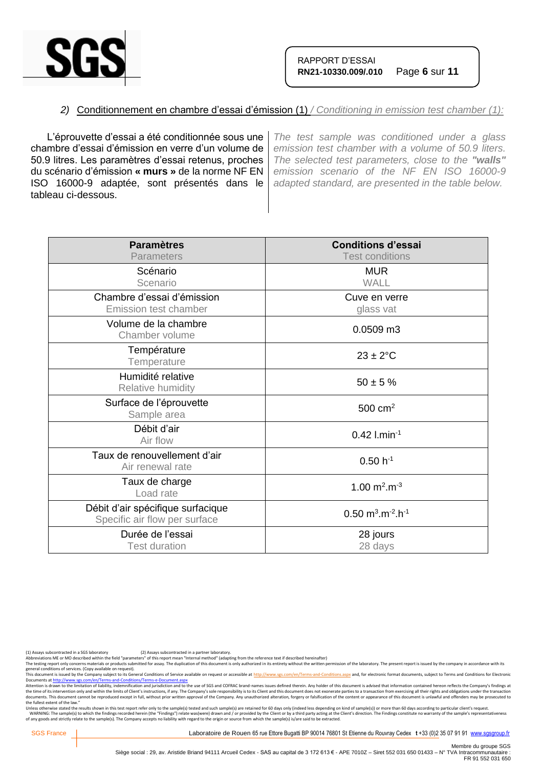## 2) Conditionnement en chambre d'essai d'émission (1) / *Conditioning in emission test chamber (1):*

L'éprouvette d'essai a été conditionnée sous une chambre d'essai d'émission en verre d'un volume de 50.9 litres. Les paramètres d'essai retenus, proches du scénario d'émission **« murs »** de la norme NF EN ISO 16000-9 adaptée, sont présentés dans le tableau ci-dessous.

*The test sample was conditioned under a glass emission test chamber with a volume of 50.9 liters. The selected test parameters, close to the* ***"walls"*** *emission scenario of the NF EN ISO 16000-9 adapted standard, are presented in the table below.*

| **Paramètres** Parameters | **Conditions d'essai** Test conditions |
|---|---|
| Scénario Scenario | MUR WALL |
| Chambre d'essai d'émission Emission test chamber | Cuve en verre glass vat |
| Volume de la chambre Chamber volume | 0.0509 m3 |
| Température Temperature | 23 ± 2°C |
| Humidité relative Relative humidity | 50 ± 5 % |
| Surface de l'éprouvette Sample area | 500 $cm^2$ |
| Débit d'air Air flow | 0.42 $l.min^{-1}$ |
| Taux de renouvellement d'air Air renewal rate | 0.50 $h^{-1}$ |
| Taux de charge Load rate | 1.00 $m^2.m^{-3}$ |
| Débit d'air spécifique surfacique Specific air flow per surface | 0.50 $m^3.m^{-2}.h^{-1}$ |
| Durée de l'essai Test duration | 28 jours 28 days |

(1) Assays subcontracted in a SGS laboratory (2) Assays subcontracted in a partner laboratory.
Abbreviations ME or MO described within the field "parameters" of this report mean "Internal method" (adapting from the reference text if described hereinafter)
The testing report only concerns materials or products submitted for assay. The duplication of this document is only authorized in its entirety without the written permission of the laboratory. The present report is issued by the company in accordance with its general conditions of services. (Copy available on request).
This document is issued by the Company subject to its General Conditions of Service available on request or accessible at http://www.sgs.com/en/Terms-and-Conditions.aspx and, for electronic format documents, subject to Terms and Conditions for Electronic Documents at http://www.sgs.com/en/Terms-and-Conditions/Terms-e-Document.aspx
Attention is drawn to the limitation of liability, indemnification and jurisdiction and to the use of SGS and COFRAC brand-names issues defined therein. Any holder of this document is advised that information contained hereon reflects the Company's findings at the time of its intervention only and within the limits of Client's instructions, if any. The Company's sole responsibility is to its Client and this document does not exonerate parties to a transaction from exercising all their rights and obligations under the transaction documents. This document cannot be reproduced except in full, without prior written approval of the Company. Any unauthorized alteration, forgery or falsification of the content or appearance of this document is unlawful and offenders may be prosecuted to the fullest extent of the law."
Unless otherwise stated the results shown in this test report refer only to the sample(s) tested and such sample(s) are retained for 60 days only (indeed less depending on kind of sample(s)) or more than 60 days according to particular client's request.
WARNING: The sample(s) to which the findings recorded herein (the "Findings") relate was(were) drawn and / or provided by the Client or by a third party acting at the Client's direction. The Findings constitute no warranty of the sample's representativeness of any goods and strictly relate to the sample(s). The Company accepts no liability with regard to the origin or source from which the sample(s) is/are said to be extracted.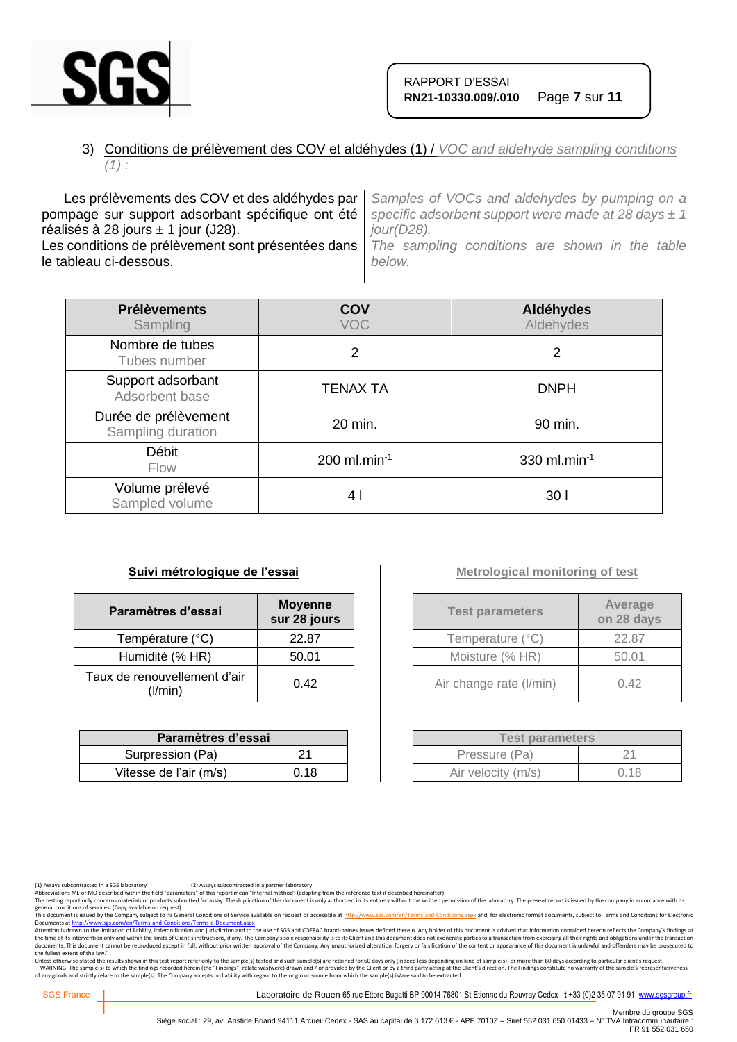### 3) Conditions de prélèvement des COV et aldéhydes (1) / *VOC and aldehyde sampling conditions (1) :*

Les prélèvements des COV et des aldéhydes par pompage sur support adsorbant spécifique ont été réalisés à 28 jours ± 1 jour (J28).
Les conditions de prélèvement sont présentées dans le tableau ci-dessous.

*Samples of VOCs and aldehydes by pumping on a specific adsorbent support were made at 28 days ± 1 jour(D28).*
*The sampling conditions are shown in the table below.*

| Prélèvements / Sampling | COV / VOC | Aldéhydes / Aldehydes |
|---|---|---|
| Nombre de tubes / Tubes number | 2 | 2 |
| Support adsorbant / Adsorbent base | TENAX TA | DNPH |
| Durée de prélèvement / Sampling duration | 20 min. | 90 min. |
| Débit / Flow | 200 ml.min$^{-1}$ | 330 ml.min$^{-1}$ |
| Volume prélevé / Sampled volume | 4 l | 30 l |

**Suivi métrologique de l'essai**

| Paramètres d'essai | Moyenne sur 28 jours |
|---|---|
| Température (°C) | 22.87 |
| Humidité (% HR) | 50.01 |
| Taux de renouvellement d'air (l/min) | 0.42 |

| Paramètres d'essai | |
|---|---|
| Surpression (Pa) | 21 |
| Vitesse de l'air (m/s) | 0.18 |

**Metrological monitoring of test**

| Test parameters | Average on 28 days |
|---|---|
| Temperature (°C) | 22.87 |
| Moisture (% HR) | 50.01 |
| Air change rate (l/min) | 0.42 |

| Test parameters | |
|---|---|
| Pressure (Pa) | 21 |
| Air velocity (m/s) | 0.18 |

(1) Assays subcontracted in a SGS laboratory (2) Assays subcontracted in a partner laboratory.
Abbreviations ME or MO described within the field "parameters" of this report mean "Internal method" (adapting from the reference text if described hereinafter)
The testing report only concerns materials or products submitted for assay. The duplication of this document is only authorized in its entirety without the written permission of the laboratory. The present report is issued by the company in accordance with its general conditions of services. (Copy available on request).
This document is issued by the Company subject to its General Conditions of Service available on request or accessible at http://www.sgs.com/en/Terms-and-Conditions.aspx and, for electronic format documents, subject to Terms and Conditions for Electronic Documents at http://www.sgs.com/en/Terms-and-Conditions/Terms-e-Document.aspx
Attention is drawn to the limitation of liability, indemnification and jurisdiction and to the use of SGS and COFRAC brand-names issues defined therein. Any holder of this document is advised that information contained hereon reflects the Company's findings at the time of its intervention only and within the limits of Client's instructions, if any. The Company's sole responsibility is to its Client and this document does not exonerate parties to a transaction from exercising all their rights and obligations under the transaction documents. This document cannot be reproduced except in full, without prior written approval of the Company. Any unauthorized alteration, forgery or falsification of the content or appearance of this document is unlawful and offenders may be prosecuted to the fullest extent of the law."
Unless otherwise stated the results shown in this test report refer only to the sample(s) tested and such sample(s) are retained for 60 days only (indeed less depending on kind of sample(s)) or more than 60 days according to particular client's request.
WARNING: The sample(s) to which the findings recorded herein (the "Findings") relate was(were) drawn and / or provided by the Client or by a third party acting at the Client's direction. The Findings constitute no warranty of the sample's representativeness of any goods and strictly relate to the sample(s). The Company accepts no liability with regard to the origin or source from which the sample(s) is/are said to be extracted.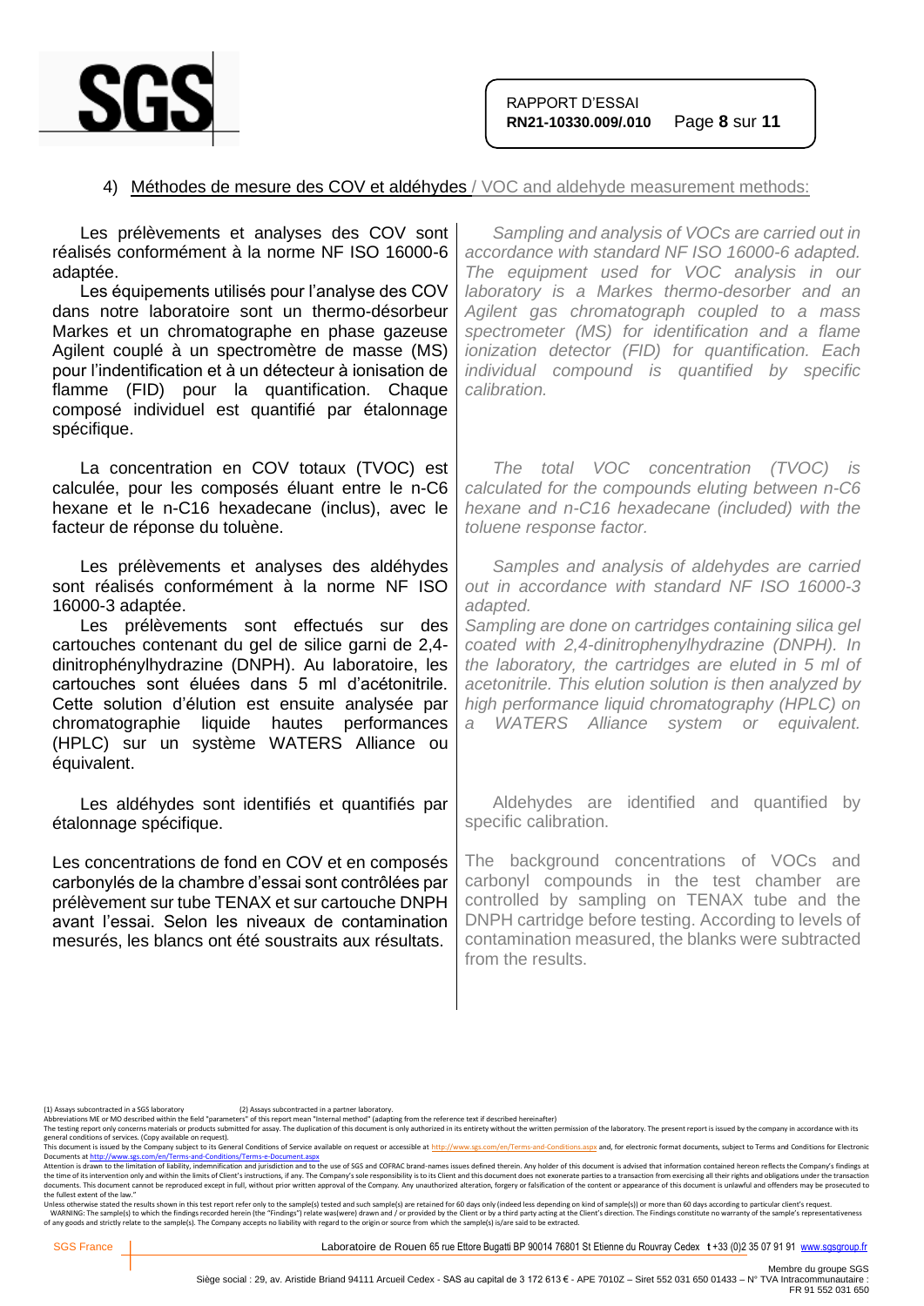## 4) Méthodes de mesure des COV et aldéhydes / VOC and aldehyde measurement methods:

Les prélèvements et analyses des COV sont réalisés conformément à la norme NF ISO 16000-6 adaptée.

Les équipements utilisés pour l'analyse des COV dans notre laboratoire sont un thermo-désorbeur Markes et un chromatographe en phase gazeuse Agilent couplé à un spectromètre de masse (MS) pour l'indentification et à un détecteur à ionisation de flamme (FID) pour la quantification. Chaque composé individuel est quantifié par étalonnage spécifique.

*Sampling and analysis of VOCs are carried out in accordance with standard NF ISO 16000-6 adapted. The equipment used for VOC analysis in our laboratory is a Markes thermo-desorber and an Agilent gas chromatograph coupled to a mass spectrometer (MS) for identification and a flame ionization detector (FID) for quantification. Each individual compound is quantified by specific calibration.*

La concentration en COV totaux (TVOC) est calculée, pour les composés éluant entre le n-C6 hexane et le n-C16 hexadecane (inclus), avec le facteur de réponse du toluène.

*The total VOC concentration (TVOC) is calculated for the compounds eluting between n-C6 hexane and n-C16 hexadecane (included) with the toluene response factor.*

Les prélèvements et analyses des aldéhydes sont réalisés conformément à la norme NF ISO 16000-3 adaptée.

Les prélèvements sont effectués sur des cartouches contenant du gel de silice garni de 2,4-dinitrophénylhydrazine (DNPH). Au laboratoire, les cartouches sont éluées dans 5 ml d'acétonitrile. Cette solution d'élution est ensuite analysée par chromatographie liquide hautes performances (HPLC) sur un système WATERS Alliance ou équivalent.

*Samples and analysis of aldehydes are carried out in accordance with standard NF ISO 16000-3 adapted.*
*Sampling are done on cartridges containing silica gel coated with 2,4-dinitrophenylhydrazine (DNPH). In the laboratory, the cartridges are eluted in 5 ml of acetonitrile. This elution solution is then analyzed by high performance liquid chromatography (HPLC) on a WATERS Alliance system or equivalent.*

Les aldéhydes sont identifiés et quantifiés par étalonnage spécifique.

Aldehydes are identified and quantified by specific calibration.

Les concentrations de fond en COV et en composés carbonylés de la chambre d'essai sont contrôlées par prélèvement sur tube TENAX et sur cartouche DNPH avant l'essai. Selon les niveaux de contamination mesurés, les blancs ont été soustraits aux résultats.

The background concentrations of VOCs and carbonyl compounds in the test chamber are controlled by sampling on TENAX tube and the DNPH cartridge before testing. According to levels of contamination measured, the blanks were subtracted from the results.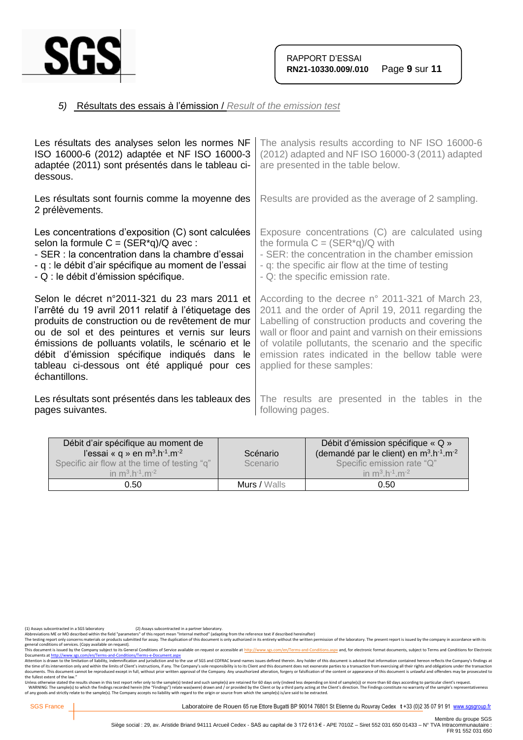## 5) Résultats des essais à l'émission / *Result of the emission test*

Les résultats des analyses selon les normes NF ISO 16000-6 (2012) adaptée et NF ISO 16000-3 adaptée (2011) sont présentés dans le tableau ci-dessous.

The analysis results according to NF ISO 16000-6 (2012) adapted and NF ISO 16000-3 (2011) adapted are presented in the table below.

Les résultats sont fournis comme la moyenne des 2 prélèvements.

Results are provided as the average of 2 sampling.

Les concentrations d'exposition (C) sont calculées selon la formule C = (SER*q)/Q avec :

- SER : la concentration dans la chambre d'essai
- q : le débit d'air spécifique au moment de l'essai
- Q : le débit d'émission spécifique.

Exposure concentrations (C) are calculated using the formula C = (SER*q)/Q with

- SER: the concentration in the chamber emission
- q: the specific air flow at the time of testing
- Q: the specific emission rate.

Selon le décret n°2011-321 du 23 mars 2011 et l'arrêté du 19 avril 2011 relatif à l'étiquetage des produits de construction ou de revêtement de mur ou de sol et des peintures et vernis sur leurs émissions de polluants volatils, le scénario et le débit d'émission spécifique indiqués dans le tableau ci-dessous ont été appliqué pour ces échantillons.

According to the decree n° 2011-321 of March 23, 2011 and the order of April 19, 2011 regarding the Labelling of construction products and covering the wall or floor and paint and varnish on their emissions of volatile pollutants, the scenario and the specific emission rates indicated in the bellow table were applied for these samples:

Les résultats sont présentés dans les tableaux des pages suivantes.

The results are presented in the tables in the following pages.

| Débit d'air spécifique au moment de l'essai « q » en $m^3.h^{-1}.m^{-2}$ Specific air flow at the time of testing "q" in $m^3.h^{-1}.m^{-2}$ | Scénario Scenario | Débit d'émission spécifique « Q » (demandé par le client) en $m^3.h^{-1}.m^{-2}$ Specific emission rate "Q" in $m^3.h^{-1}.m^{-2}$ |
|---|---|---|
| 0.50 | Murs / Walls | 0.50 |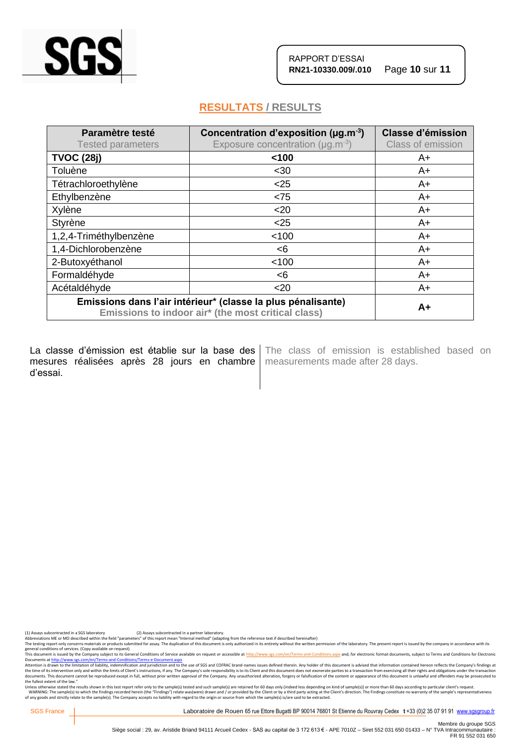## RESULTATS / RESULTS

| Paramètre testé<br>Tested parameters | Concentration d'exposition (µg.m$^{-3}$)<br>Exposure concentration (µg.m$^{-3}$) | Classe d'émission<br>Class of emission |
|---|---|---|
| **TVOC (28j)** | **<100** | A+ |
| Toluène | <30 | A+ |
| Tétrachloroethylène | <25 | A+ |
| Ethylbenzène | <75 | A+ |
| Xylène | <20 | A+ |
| Styrène | <25 | A+ |
| 1,2,4-Triméthylbenzène | <100 | A+ |
| 1,4-Dichlorobenzène | <6 | A+ |
| 2-Butoxyéthanol | <100 | A+ |
| Formaldéhyde | <6 | A+ |
| Acétaldéhyde | <20 | A+ |
| **Emissions dans l'air intérieur* (classe la plus pénalisante)**<br>**Emissions to indoor air* (the most critical class)** | | **A+** |

La classe d'émission est établie sur la base des mesures réalisées après 28 jours en chambre d'essai.

The class of emission is established based on measurements made after 28 days.

(1) Assays subcontracted in a SGS laboratory (2) Assays subcontracted in a partner laboratory.
Abbreviations ME or MO described within the field "parameters" of this report mean "Internal method" (adapting from the reference text if described hereinafter)
The testing report only concerns materials or products submitted for assay. The duplication of this document is only authorized in its entirety without the written permission of the laboratory. The present report is issued by the company in accordance with its general conditions of services. (Copy available on request).
This document is issued by the Company subject to its General Conditions of Service available on request or accessible at http://www.sgs.com/en/Terms-and-Conditions.aspx and, for electronic format documents, subject to Terms and Conditions for Electronic Documents at http://www.sgs.com/en/Terms-and-Conditions/Terms-e-Document.aspx
Attention is drawn to the limitation of liability, indemnification and jurisdiction and to the use of SGS and COFRAC brand-names issues defined therein. Any holder of this document is advised that information contained hereon reflects the Company's findings at the time of its intervention only and within the limits of Client's instructions, if any. The Company's sole responsibility is to its Client and this document does not exonerate parties to a transaction from exercising all their rights and obligations under the transaction documents. This document cannot be reproduced except in full, without prior written approval of the Company. Any unauthorized alteration, forgery or falsification of the content or appearance of this document is unlawful and offenders may be prosecuted to the fullest extent of the law."
Unless otherwise stated the results shown in this test report refer only to the sample(s) tested and such sample(s) are retained for 60 days only (indeed less depending on kind of sample(s)) or more than 60 days according to particular client's request.
WARNING: The sample(s) to which the findings recorded herein (the "Findings") relate was(were) drawn and / or provided by the Client or by a third party acting at the Client's direction. The Findings constitute no warranty of the sample's representativeness of any goods and strictly relate to the sample(s). The Company accepts no liability with regard to the origin or source from which the sample(s) is/are said to be extracted.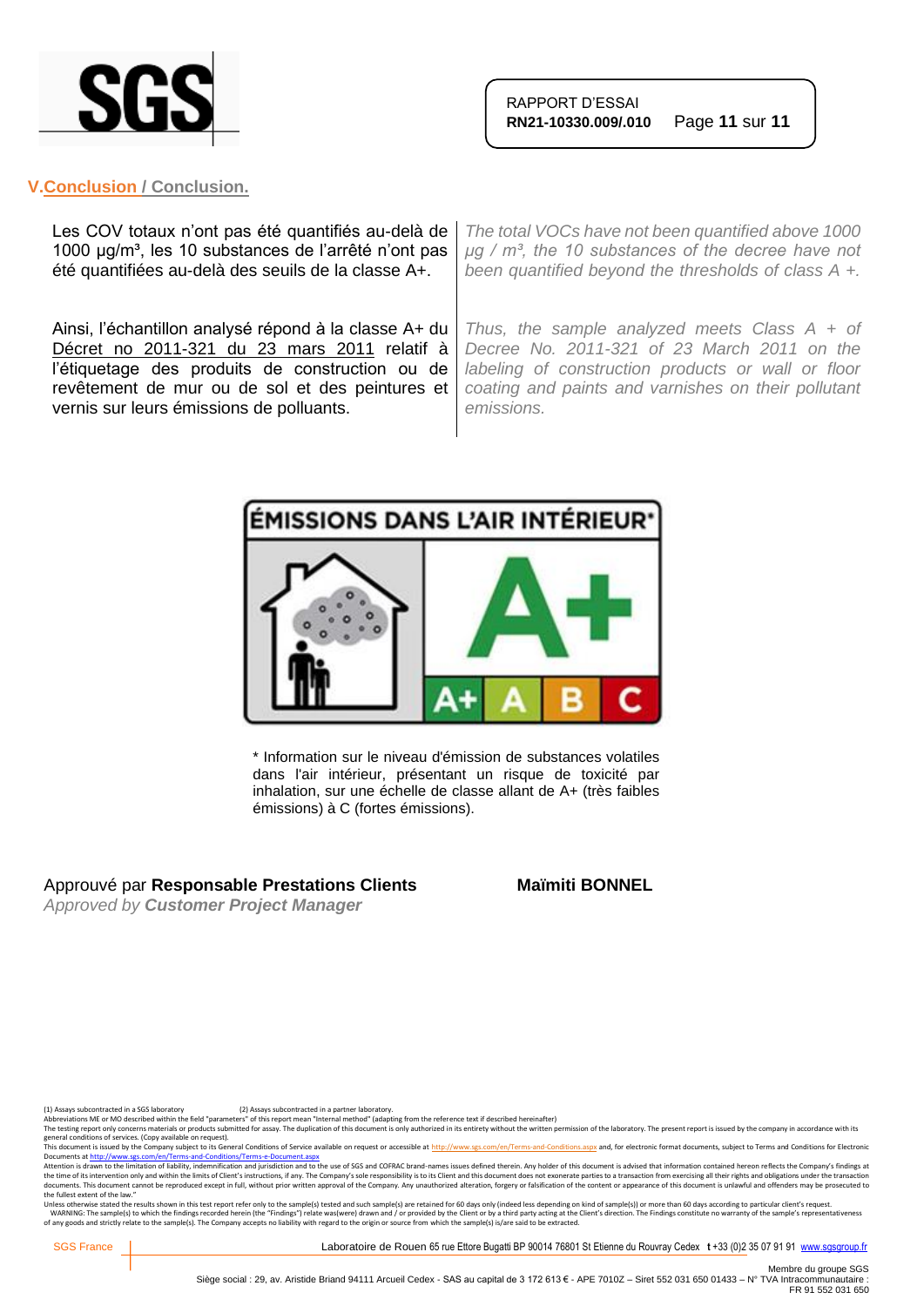## V. Conclusion / Conclusion.

Les COV totaux n'ont pas été quantifiés au-delà de 1000 µg/m³, les 10 substances de l'arrêté n'ont pas été quantifiées au-delà des seuils de la classe A+.

*The total VOCs have not been quantified above 1000 µg / m³, the 10 substances of the decree have not been quantified beyond the thresholds of class A +.*

Ainsi, l'échantillon analysé répond à la classe A+ du Décret no 2011-321 du 23 mars 2011 relatif à l'étiquetage des produits de construction ou de revêtement de mur ou de sol et des peintures et vernis sur leurs émissions de polluants.

*Thus, the sample analyzed meets Class A + of Decree No. 2011-321 of 23 March 2011 on the labeling of construction products or wall or floor coating and paints and varnishes on their pollutant emissions.*

ÉMISSIONS DANS L'AIR INTÉRIEUR*

A+

A+ A B C

* Information sur le niveau d'émission de substances volatiles dans l'air intérieur, présentant un risque de toxicité par inhalation, sur une échelle de classe allant de A+ (très faibles émissions) à C (fortes émissions).

Approuvé par **Responsable Prestations Clients** — **Maïmiti BONNEL**

*Approved by* ***Customer Project Manager***

(1) Assays subcontracted in a SGS laboratory (2) Assays subcontracted in a partner laboratory.
Abbreviations ME or MO described within the field "parameters" of this report mean "Internal method" (adapting from the reference text if described hereinafter)
The testing report only concerns materials or products submitted for assay. The duplication of this document is only authorized in its entirety without the written permission of the laboratory. The present report is issued by the company in accordance with its general conditions of services. (Copy available on request).
This document is issued by the Company subject to its General Conditions of Service available on request or accessible at http://www.sgs.com/en/Terms-and-Conditions.aspx and, for electronic format documents, subject to Terms and Conditions for Electronic Documents at http://www.sgs.com/en/Terms-and-Conditions/Terms-e-Document.aspx
Attention is drawn to the limitation of liability, indemnification and jurisdiction and to the use of SGS and COFRAC brand-names issues defined therein. Any holder of this document is advised that information contained hereon reflects the Company's findings at the time of its intervention only and within the limits of Client's instructions, if any. The Company's sole responsibility is to its Client and this document does not exonerate parties to a transaction from exercising all their rights and obligations under the transaction documents. This document cannot be reproduced except in full, without prior written approval of the Company. Any unauthorized alteration, forgery or falsification of the content or appearance of this document is unlawful and offenders may be prosecuted to the fullest extent of the law."
Unless otherwise stated the results shown in this test report refer only to the sample(s) tested and such sample(s) are retained for 60 days only (indeed less depending on kind of sample(s)) or more than 60 days according to particular client's request.
WARNING: The sample(s) to which the findings recorded herein (the "Findings") relate was(were) drawn and / or provided by the Client or by a third party acting at the Client's direction. The Findings constitute no warranty of the sample's representativeness of any goods and strictly relate to the sample(s). The Company accepts no liability with regard to the origin or source from which the sample(s) is/are said to be extracted.

SGS France — Laboratoire de Rouen 65 rue Ettore Bugatti BP 90014 76801 St Etienne du Rouvray Cedex t +33 (0)2 35 07 91 91 www.sgsgroup.fr

Membre du groupe SGS
Siège social : 29, av. Aristide Briand 94111 Arcueil Cedex - SAS au capital de 3 172 613 € - APE 7010Z – Siret 552 031 650 01433 – N° TVA Intracommunautaire : FR 91 552 031 650